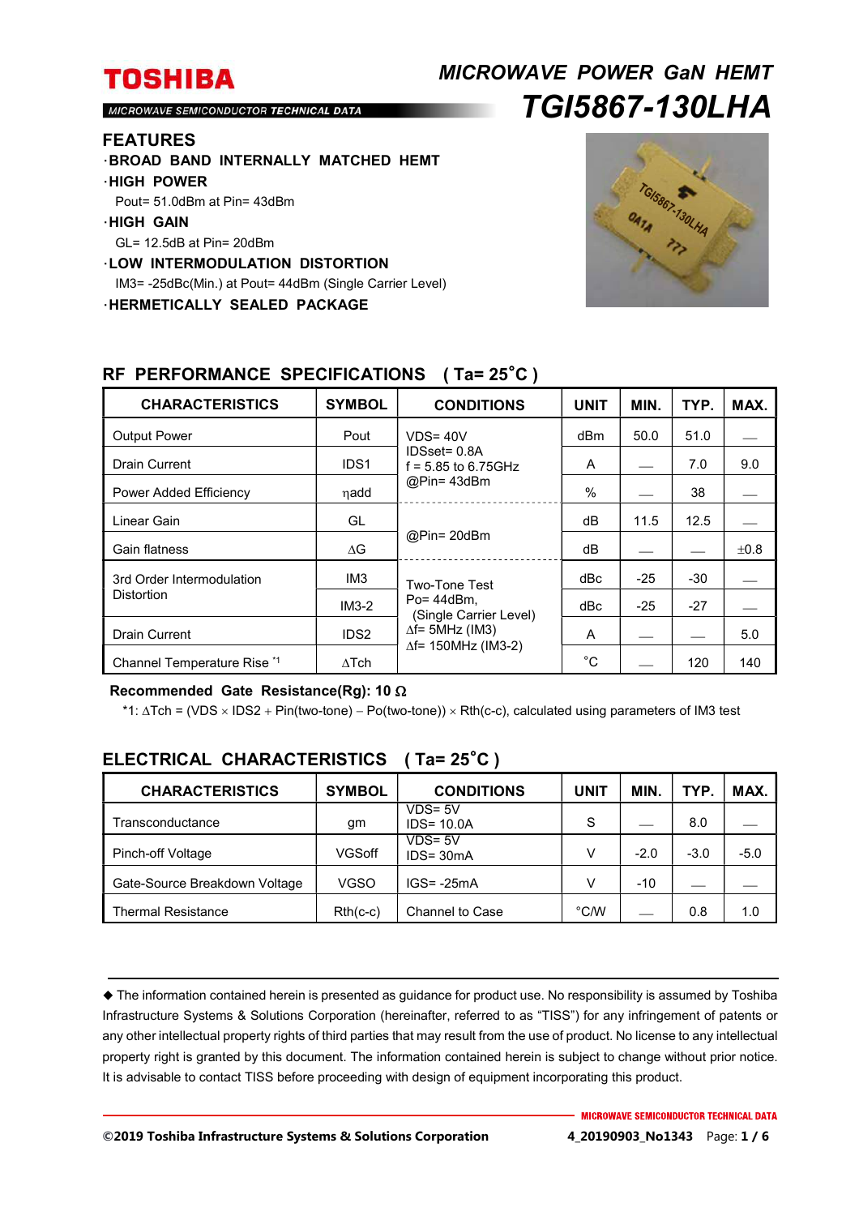# TOSHIBA

MICROWAVE SEMICONDUCTOR TECHNICAL DATA

## *MICROWAVE POWER GaN HEMT*
## *TGI5867-130LHA*

### FEATURES

- **BROAD BAND INTERNALLY MATCHED HEMT**
- **HIGH POWER**
  Pout= 51.0dBm at Pin= 43dBm
- **HIGH GAIN**
  GL= 12.5dB at Pin= 20dBm
- **LOW INTERMODULATION DISTORTION**
  IM3= -25dBc(Min.) at Pout= 44dBm (Single Carrier Level)
- **HERMETICALLY SEALED PACKAGE**

### RF PERFORMANCE SPECIFICATIONS ( Ta= 25˚C )

| CHARACTERISTICS | SYMBOL | CONDITIONS | UNIT | MIN. | TYP. | MAX. |
|---|---|---|---|---|---|---|
| Output Power | Pout | VDS= 40V IDSset= 0.8A f = 5.85 to 6.75GHz @Pin= 43dBm | dBm | 50.0 | 51.0 | — |
| Drain Current | IDS1 | | A | — | 7.0 | 9.0 |
| Power Added Efficiency | ηadd | | % | — | 38 | — |
| Linear Gain | GL | @Pin= 20dBm | dB | 11.5 | 12.5 | — |
| Gain flatness | ΔG | | dB | — | — | ±0.8 |
| 3rd Order Intermodulation Distortion | IM3 | Two-Tone Test Po= 44dBm, (Single Carrier Level) Δf= 5MHz (IM3) Δf= 150MHz (IM3-2) | dBc | -25 | -30 | — |
| | IM3-2 | | dBc | -25 | -27 | — |
| Drain Current | IDS2 | | A | — | — | 5.0 |
| Channel Temperature Rise [*1] | ΔTch | | ˚C | — | 120 | 140 |

**Recommended Gate Resistance(Rg): 10 Ω**

*1: ΔTch = (VDS × IDS2 + Pin(two-tone) − Po(two-tone)) × Rth(c-c), calculated using parameters of IM3 test

### ELECTRICAL CHARACTERISTICS ( Ta= 25˚C )

| CHARACTERISTICS | SYMBOL | CONDITIONS | UNIT | MIN. | TYP. | MAX. |
|---|---|---|---|---|---|---|
| Transconductance | gm | VDS= 5V IDS= 10.0A | S | — | 8.0 | — |
| Pinch-off Voltage | VGSoff | VDS= 5V IDS= 30mA | V | -2.0 | -3.0 | -5.0 |
| Gate-Source Breakdown Voltage | VGSO | IGS= -25mA | V | -10 | — | — |
| Thermal Resistance | Rth(c-c) | Channel to Case | °C/W | — | 0.8 | 1.0 |

◆ The information contained herein is presented as guidance for product use. No responsibility is assumed by Toshiba Infrastructure Systems & Solutions Corporation (hereinafter, referred to as "TISS") for any infringement of patents or any other intellectual property rights of third parties that may result from the use of product. No license to any intellectual property right is granted by this document. The information contained herein is subject to change without prior notice. It is advisable to contact TISS before proceeding with design of equipment incorporating this product.

©2019 Toshiba Infrastructure Systems & Solutions Corporation 4_20190903_No1343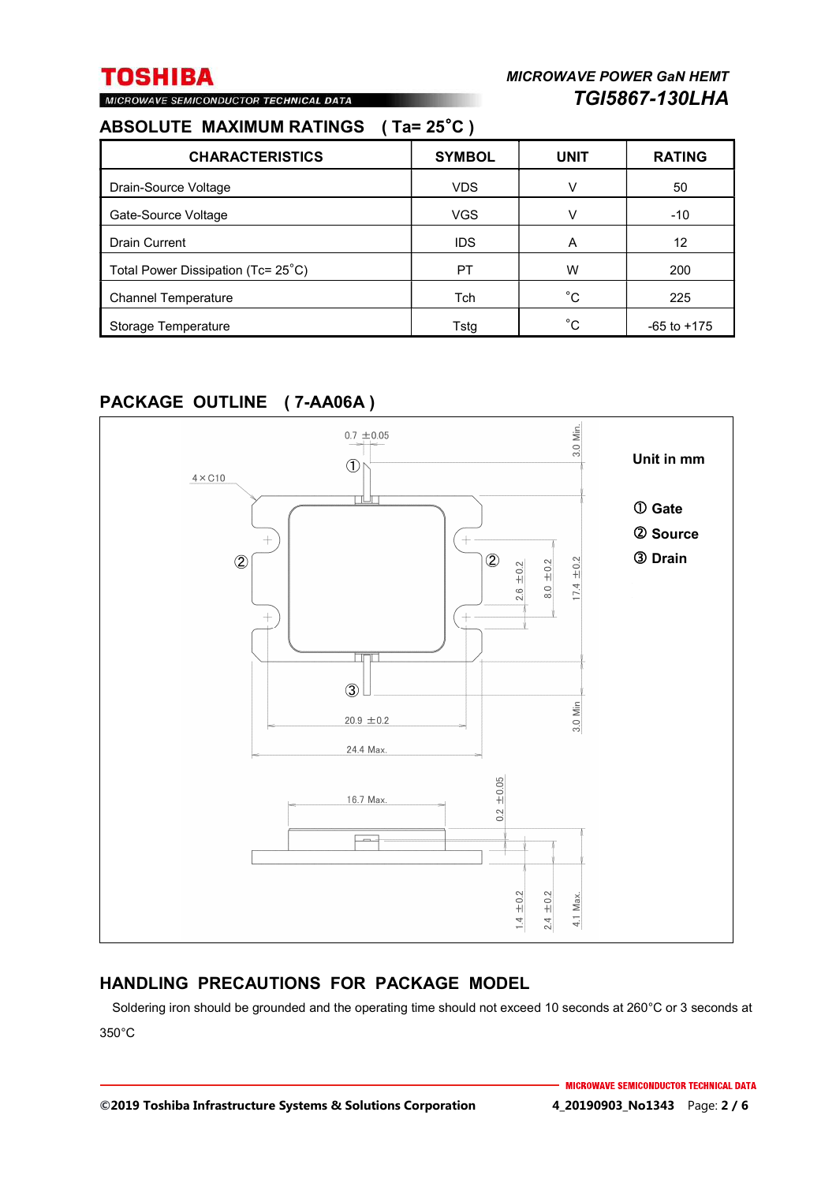## ABSOLUTE MAXIMUM RATINGS ( Ta= 25˚C )

| CHARACTERISTICS | SYMBOL | UNIT | RATING |
|---|---|---|---|
| Drain-Source Voltage | VDS | V | 50 |
| Gate-Source Voltage | VGS | V | -10 |
| Drain Current | IDS | A | 12 |
| Total Power Dissipation (Tc= 25˚C) | PT | W | 200 |
| Channel Temperature | Tch | ˚C | 225 |
| Storage Temperature | Tstg | ˚C | -65 to +175 |

## PACKAGE OUTLINE ( 7-AA06A )

Unit in mm

① Gate
② Source
③ Drain

## HANDLING PRECAUTIONS FOR PACKAGE MODEL

Soldering iron should be grounded and the operating time should not exceed 10 seconds at 260°C or 3 seconds at 350°C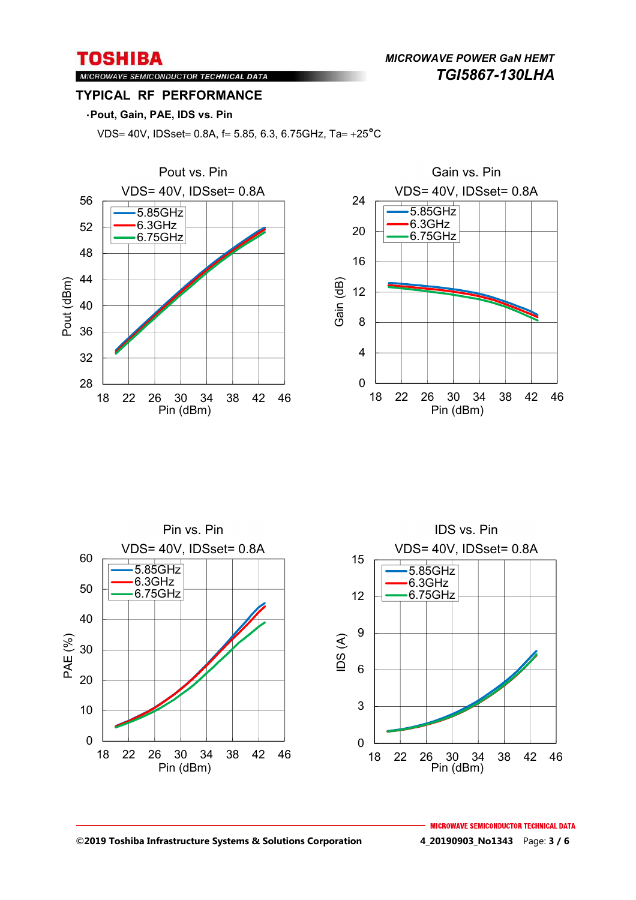## TYPICAL RF PERFORMANCE

・**Pout, Gain, PAE, IDS vs. Pin**

VDS= 40V, IDSset= 0.8A, f= 5.85, 6.3, 6.75GHz, Ta= +25°C

Pout vs. Pin
VDS= 40V, IDSset= 0.8A

Gain vs. Pin
VDS= 40V, IDSset= 0.8A

Pin vs. Pin
VDS= 40V, IDSset= 0.8A

IDS vs. Pin
VDS= 40V, IDSset= 0.8A

©2019 Toshiba Infrastructure Systems & Solutions Corporation

4_20190903_No1343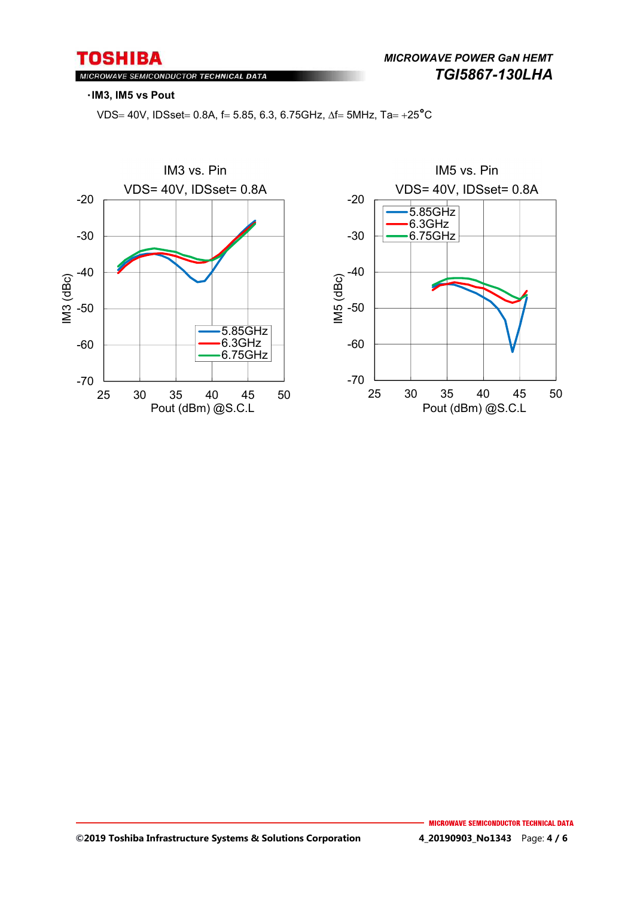・IM3, IM5 vs Pout

VDS= 40V, IDSset= 0.8A, f= 5.85, 6.3, 6.75GHz, Δf= 5MHz, Ta= +25°C

IM3 vs. Pin
VDS= 40V, IDSset= 0.8A

IM5 vs. Pin
VDS= 40V, IDSset= 0.8A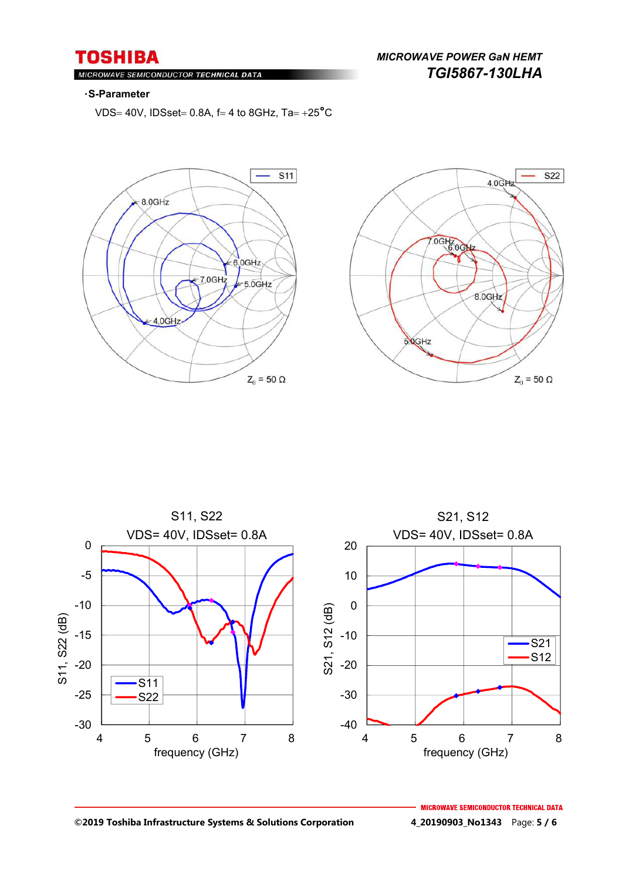### ·S-Parameter

VDS= 40V, IDSset= 0.8A, f= 4 to 8GHz, Ta= +25°C

S11 — 8.0GHz, 6.0GHz, 7.0GHz, 5.0GHz, 4.0GHz — $Z_0$ = 50 Ω

S22 — 4.0GHz, 7.0GHz, 6.0GHz, 8.0GHz, 5.0GHz — $Z_0$ = 50 Ω

S11, S22
VDS= 40V, IDSset= 0.8A

S21, S12
VDS= 40V, IDSset= 0.8A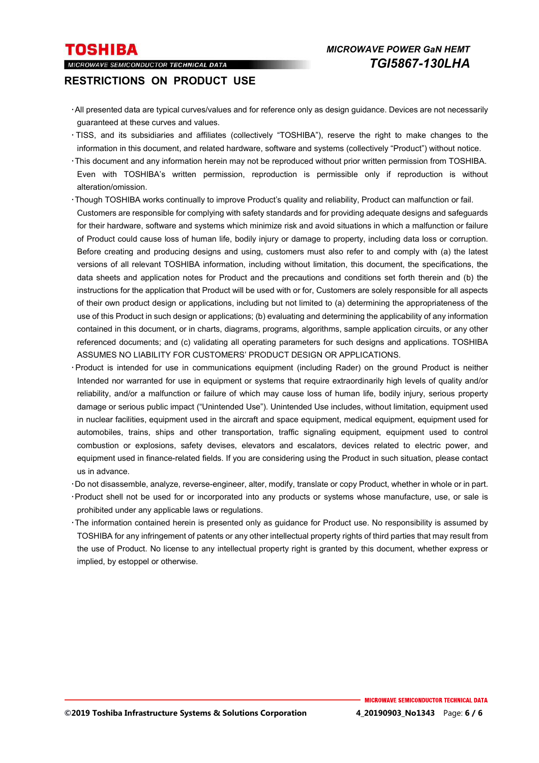## RESTRICTIONS ON PRODUCT USE

- All presented data are typical curves/values and for reference only as design guidance. Devices are not necessarily guaranteed at these curves and values.
- TISS, and its subsidiaries and affiliates (collectively "TOSHIBA"), reserve the right to make changes to the information in this document, and related hardware, software and systems (collectively "Product") without notice.
- This document and any information herein may not be reproduced without prior written permission from TOSHIBA. Even with TOSHIBA's written permission, reproduction is permissible only if reproduction is without alteration/omission.
- Though TOSHIBA works continually to improve Product's quality and reliability, Product can malfunction or fail. Customers are responsible for complying with safety standards and for providing adequate designs and safeguards for their hardware, software and systems which minimize risk and avoid situations in which a malfunction or failure of Product could cause loss of human life, bodily injury or damage to property, including data loss or corruption. Before creating and producing designs and using, customers must also refer to and comply with (a) the latest versions of all relevant TOSHIBA information, including without limitation, this document, the specifications, the data sheets and application notes for Product and the precautions and conditions set forth therein and (b) the instructions for the application that Product will be used with or for, Customers are solely responsible for all aspects of their own product design or applications, including but not limited to (a) determining the appropriateness of the use of this Product in such design or applications; (b) evaluating and determining the applicability of any information contained in this document, or in charts, diagrams, programs, algorithms, sample application circuits, or any other referenced documents; and (c) validating all operating parameters for such designs and applications. TOSHIBA ASSUMES NO LIABILITY FOR CUSTOMERS' PRODUCT DESIGN OR APPLICATIONS.
- Product is intended for use in communications equipment (including Rader) on the ground Product is neither Intended nor warranted for use in equipment or systems that require extraordinarily high levels of quality and/or reliability, and/or a malfunction or failure of which may cause loss of human life, bodily injury, serious property damage or serious public impact ("Unintended Use"). Unintended Use includes, without limitation, equipment used in nuclear facilities, equipment used in the aircraft and space equipment, medical equipment, equipment used for automobiles, trains, ships and other transportation, traffic signaling equipment, equipment used to control combustion or explosions, safety devises, elevators and escalators, devices related to electric power, and equipment used in finance-related fields. If you are considering using the Product in such situation, please contact us in advance.
- Do not disassemble, analyze, reverse-engineer, alter, modify, translate or copy Product, whether in whole or in part.
- Product shell not be used for or incorporated into any products or systems whose manufacture, use, or sale is prohibited under any applicable laws or regulations.
- The information contained herein is presented only as guidance for Product use. No responsibility is assumed by TOSHIBA for any infringement of patents or any other intellectual property rights of third parties that may result from the use of Product. No license to any intellectual property right is granted by this document, whether express or implied, by estoppel or otherwise.